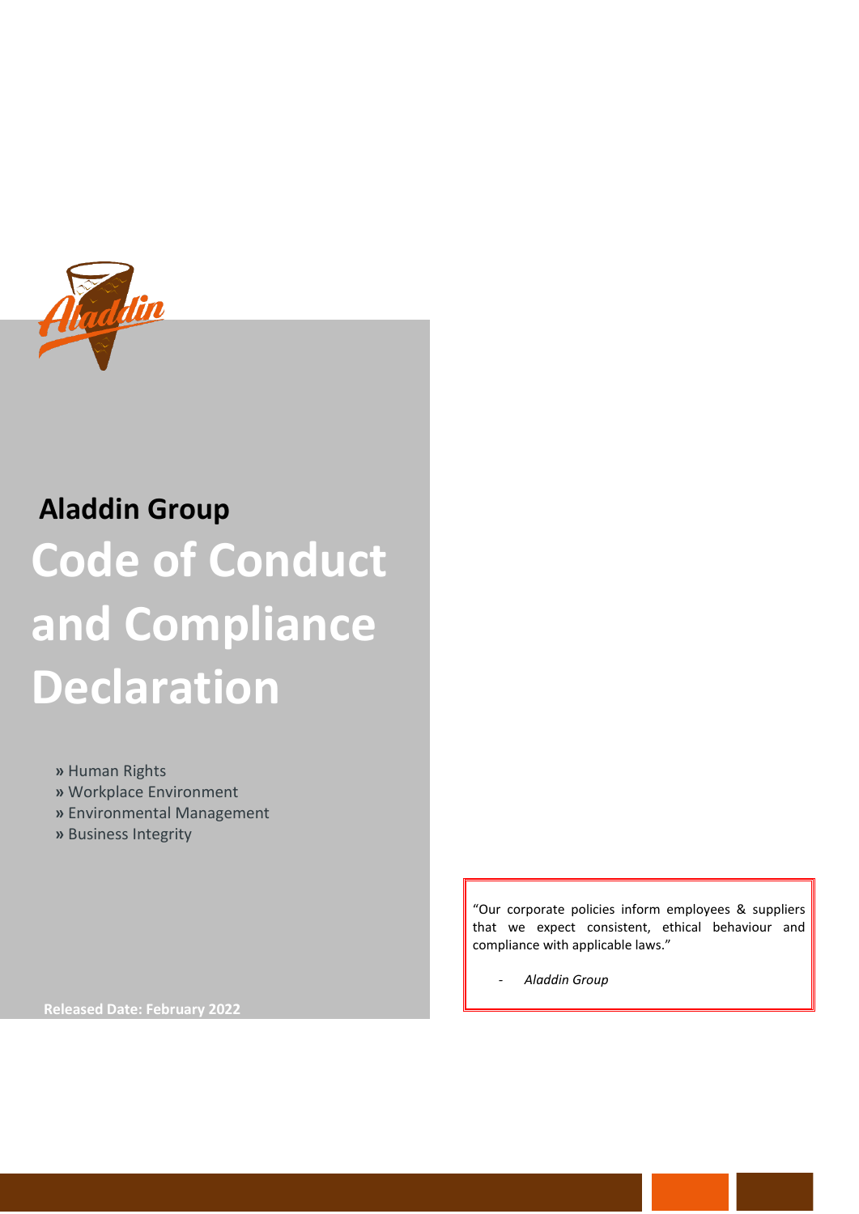## Aladdin Group

# Code of Conduct and Compliance Declaration

» Human Rights
» Workplace Environment
» Environmental Management
» Business Integrity

"Our corporate policies inform employees & suppliers that we expect consistent, ethical behaviour and compliance with applicable laws."

- *Aladdin Group*

**Released Date: February 2022**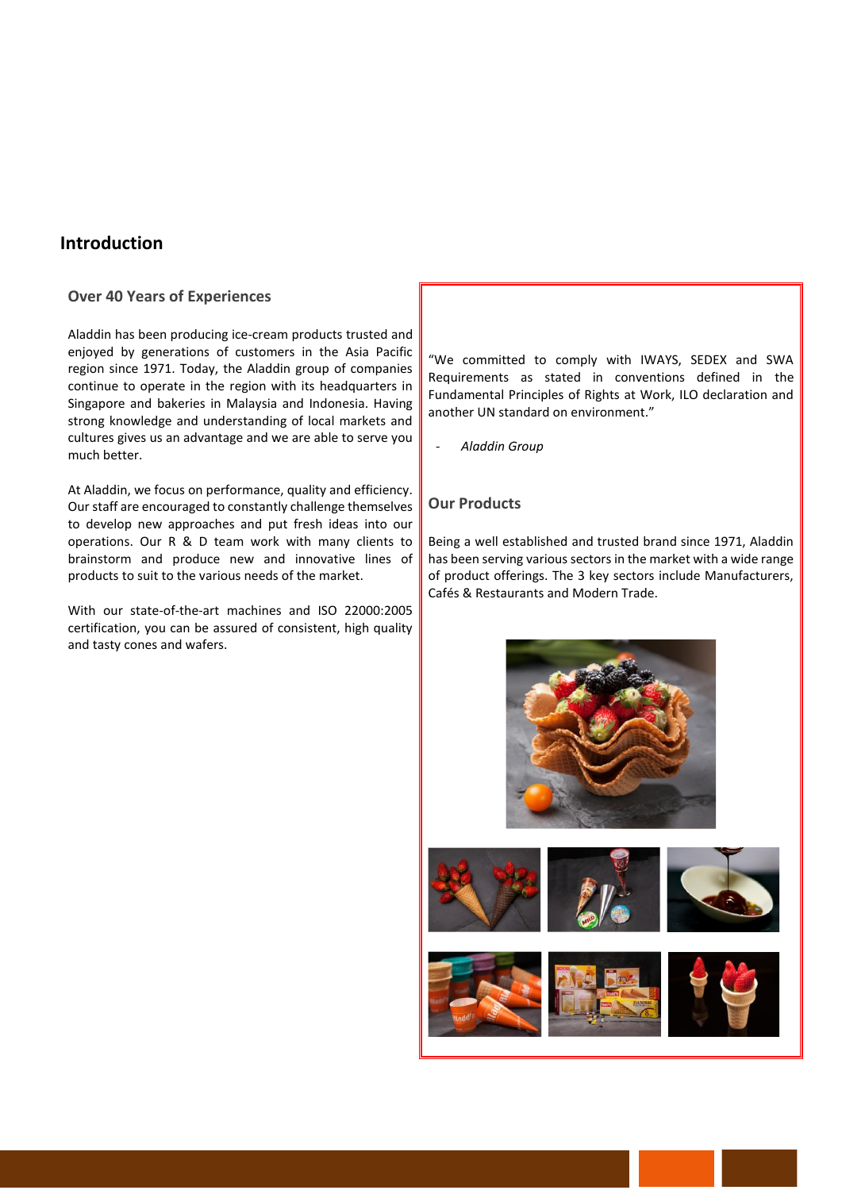## Introduction

### Over 40 Years of Experiences

Aladdin has been producing ice-cream products trusted and enjoyed by generations of customers in the Asia Pacific region since 1971. Today, the Aladdin group of companies continue to operate in the region with its headquarters in Singapore and bakeries in Malaysia and Indonesia. Having strong knowledge and understanding of local markets and cultures gives us an advantage and we are able to serve you much better.

At Aladdin, we focus on performance, quality and efficiency. Our staff are encouraged to constantly challenge themselves to develop new approaches and put fresh ideas into our operations. Our R & D team work with many clients to brainstorm and produce new and innovative lines of products to suit to the various needs of the market.

With our state-of-the-art machines and ISO 22000:2005 certification, you can be assured of consistent, high quality and tasty cones and wafers.

"We committed to comply with IWAYS, SEDEX and SWA Requirements as stated in conventions defined in the Fundamental Principles of Rights at Work, ILO declaration and another UN standard on environment."

- *Aladdin Group*

### Our Products

Being a well established and trusted brand since 1971, Aladdin has been serving various sectors in the market with a wide range of product offerings. The 3 key sectors include Manufacturers, Cafés & Restaurants and Modern Trade.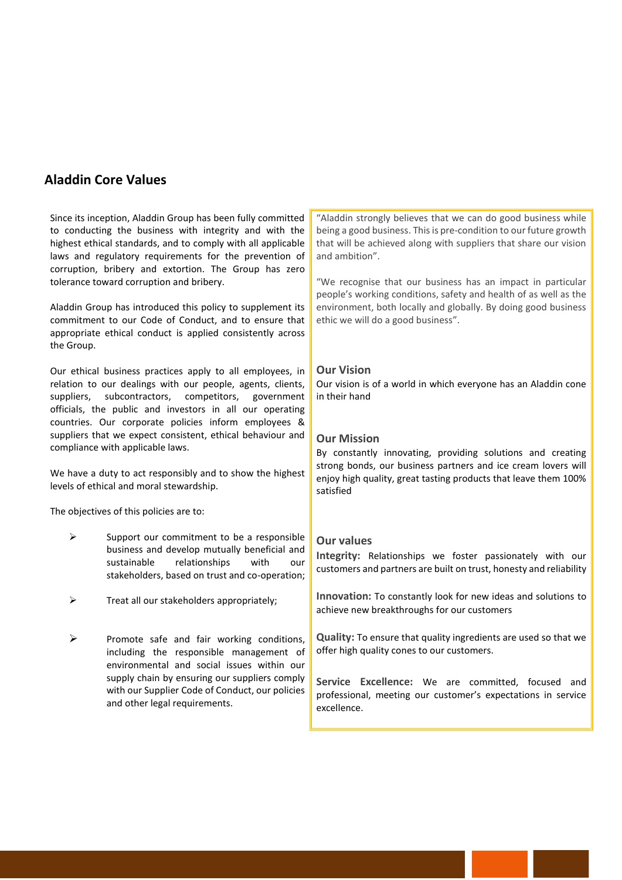## Aladdin Core Values

Since its inception, Aladdin Group has been fully committed to conducting the business with integrity and with the highest ethical standards, and to comply with all applicable laws and regulatory requirements for the prevention of corruption, bribery and extortion. The Group has zero tolerance toward corruption and bribery.

Aladdin Group has introduced this policy to supplement its commitment to our Code of Conduct, and to ensure that appropriate ethical conduct is applied consistently across the Group.

Our ethical business practices apply to all employees, in relation to our dealings with our people, agents, clients, suppliers, subcontractors, competitors, government officials, the public and investors in all our operating countries. Our corporate policies inform employees & suppliers that we expect consistent, ethical behaviour and compliance with applicable laws.

We have a duty to act responsibly and to show the highest levels of ethical and moral stewardship.

The objectives of this policies are to:

- Support our commitment to be a responsible business and develop mutually beneficial and sustainable relationships with our stakeholders, based on trust and co-operation;
- Treat all our stakeholders appropriately;
- Promote safe and fair working conditions, including the responsible management of environmental and social issues within our supply chain by ensuring our suppliers comply with our Supplier Code of Conduct, our policies and other legal requirements.

"Aladdin strongly believes that we can do good business while being a good business. This is pre-condition to our future growth that will be achieved along with suppliers that share our vision and ambition".

"We recognise that our business has an impact in particular people's working conditions, safety and health of as well as the environment, both locally and globally. By doing good business ethic we will do a good business".

### Our Vision

Our vision is of a world in which everyone has an Aladdin cone in their hand

### Our Mission

By constantly innovating, providing solutions and creating strong bonds, our business partners and ice cream lovers will enjoy high quality, great tasting products that leave them 100% satisfied

### Our values

**Integrity:** Relationships we foster passionately with our customers and partners are built on trust, honesty and reliability

**Innovation:** To constantly look for new ideas and solutions to achieve new breakthroughs for our customers

**Quality:** To ensure that quality ingredients are used so that we offer high quality cones to our customers.

**Service Excellence:** We are committed, focused and professional, meeting our customer's expectations in service excellence.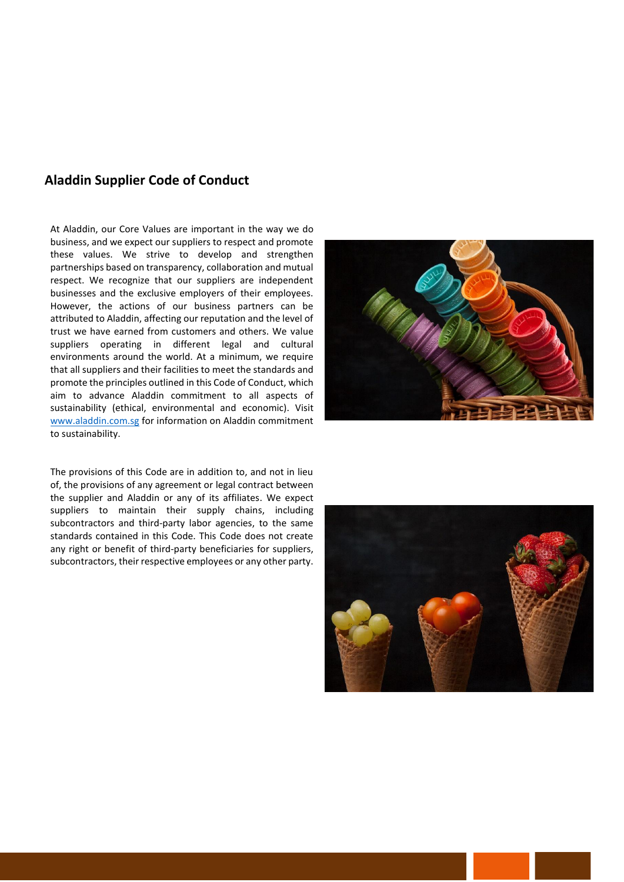## Aladdin Supplier Code of Conduct

At Aladdin, our Core Values are important in the way we do business, and we expect our suppliers to respect and promote these values. We strive to develop and strengthen partnerships based on transparency, collaboration and mutual respect. We recognize that our suppliers are independent businesses and the exclusive employers of their employees. However, the actions of our business partners can be attributed to Aladdin, affecting our reputation and the level of trust we have earned from customers and others. We value suppliers operating in different legal and cultural environments around the world. At a minimum, we require that all suppliers and their facilities to meet the standards and promote the principles outlined in this Code of Conduct, which aim to advance Aladdin commitment to all aspects of sustainability (ethical, environmental and economic). Visit [www.aladdin.com.sg](http://www.aladdin.com.sg) for information on Aladdin commitment to sustainability.

The provisions of this Code are in addition to, and not in lieu of, the provisions of any agreement or legal contract between the supplier and Aladdin or any of its affiliates. We expect suppliers to maintain their supply chains, including subcontractors and third-party labor agencies, to the same standards contained in this Code. This Code does not create any right or benefit of third-party beneficiaries for suppliers, subcontractors, their respective employees or any other party.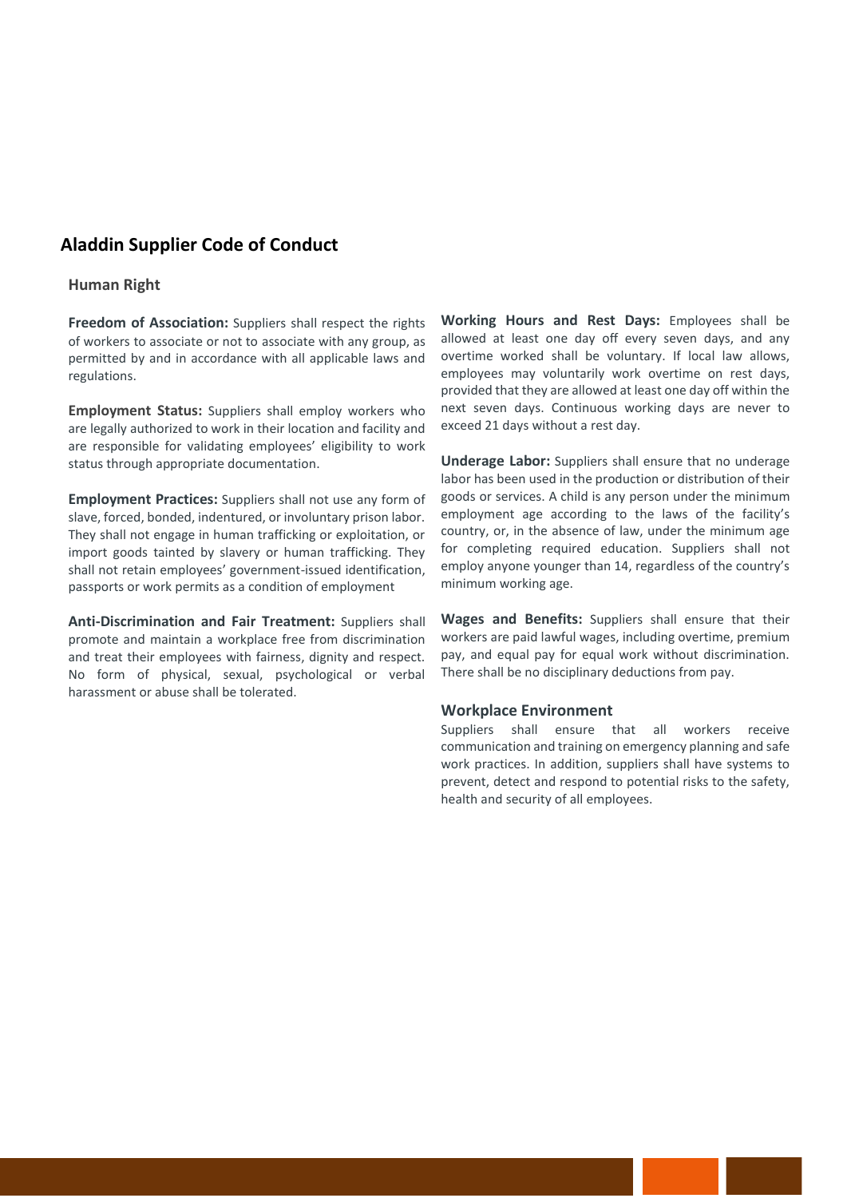## Aladdin Supplier Code of Conduct

### Human Right

**Freedom of Association:** Suppliers shall respect the rights of workers to associate or not to associate with any group, as permitted by and in accordance with all applicable laws and regulations.

**Employment Status:** Suppliers shall employ workers who are legally authorized to work in their location and facility and are responsible for validating employees' eligibility to work status through appropriate documentation.

**Employment Practices:** Suppliers shall not use any form of slave, forced, bonded, indentured, or involuntary prison labor. They shall not engage in human trafficking or exploitation, or import goods tainted by slavery or human trafficking. They shall not retain employees' government-issued identification, passports or work permits as a condition of employment

**Anti-Discrimination and Fair Treatment:** Suppliers shall promote and maintain a workplace free from discrimination and treat their employees with fairness, dignity and respect. No form of physical, sexual, psychological or verbal harassment or abuse shall be tolerated.

**Working Hours and Rest Days:** Employees shall be allowed at least one day off every seven days, and any overtime worked shall be voluntary. If local law allows, employees may voluntarily work overtime on rest days, provided that they are allowed at least one day off within the next seven days. Continuous working days are never to exceed 21 days without a rest day.

**Underage Labor:** Suppliers shall ensure that no underage labor has been used in the production or distribution of their goods or services. A child is any person under the minimum employment age according to the laws of the facility's country, or, in the absence of law, under the minimum age for completing required education. Suppliers shall not employ anyone younger than 14, regardless of the country's minimum working age.

**Wages and Benefits:** Suppliers shall ensure that their workers are paid lawful wages, including overtime, premium pay, and equal pay for equal work without discrimination. There shall be no disciplinary deductions from pay.

### Workplace Environment

Suppliers shall ensure that all workers receive communication and training on emergency planning and safe work practices. In addition, suppliers shall have systems to prevent, detect and respond to potential risks to the safety, health and security of all employees.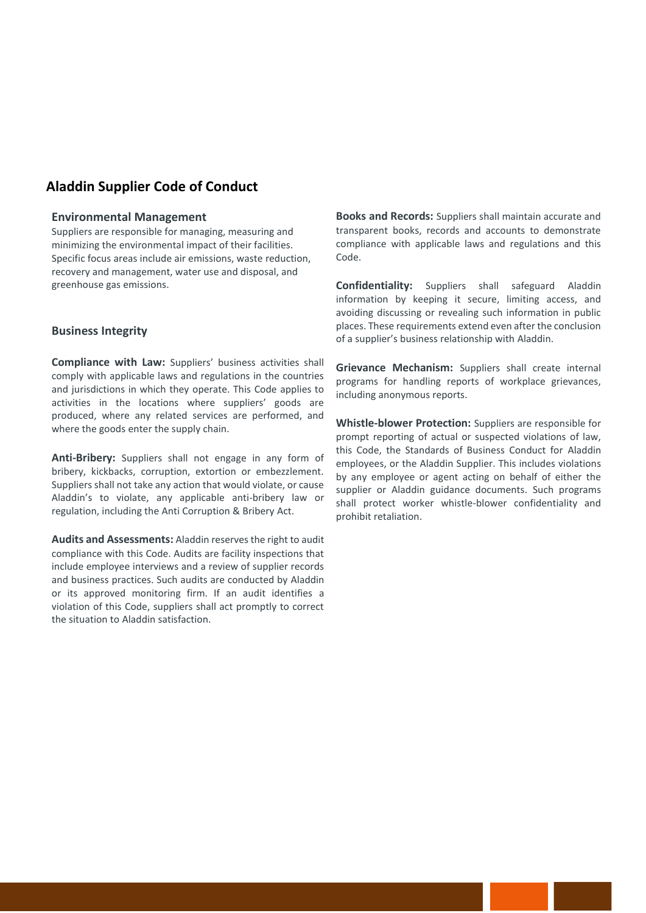## Aladdin Supplier Code of Conduct

### Environmental Management

Suppliers are responsible for managing, measuring and minimizing the environmental impact of their facilities. Specific focus areas include air emissions, waste reduction, recovery and management, water use and disposal, and greenhouse gas emissions.

### Business Integrity

**Compliance with Law:** Suppliers' business activities shall comply with applicable laws and regulations in the countries and jurisdictions in which they operate. This Code applies to activities in the locations where suppliers' goods are produced, where any related services are performed, and where the goods enter the supply chain.

**Anti-Bribery:** Suppliers shall not engage in any form of bribery, kickbacks, corruption, extortion or embezzlement. Suppliers shall not take any action that would violate, or cause Aladdin's to violate, any applicable anti-bribery law or regulation, including the Anti Corruption & Bribery Act.

**Audits and Assessments:** Aladdin reserves the right to audit compliance with this Code. Audits are facility inspections that include employee interviews and a review of supplier records and business practices. Such audits are conducted by Aladdin or its approved monitoring firm. If an audit identifies a violation of this Code, suppliers shall act promptly to correct the situation to Aladdin satisfaction.

**Books and Records:** Suppliers shall maintain accurate and transparent books, records and accounts to demonstrate compliance with applicable laws and regulations and this Code.

**Confidentiality:** Suppliers shall safeguard Aladdin information by keeping it secure, limiting access, and avoiding discussing or revealing such information in public places. These requirements extend even after the conclusion of a supplier's business relationship with Aladdin.

**Grievance Mechanism:** Suppliers shall create internal programs for handling reports of workplace grievances, including anonymous reports.

**Whistle-blower Protection:** Suppliers are responsible for prompt reporting of actual or suspected violations of law, this Code, the Standards of Business Conduct for Aladdin employees, or the Aladdin Supplier. This includes violations by any employee or agent acting on behalf of either the supplier or Aladdin guidance documents. Such programs shall protect worker whistle-blower confidentiality and prohibit retaliation.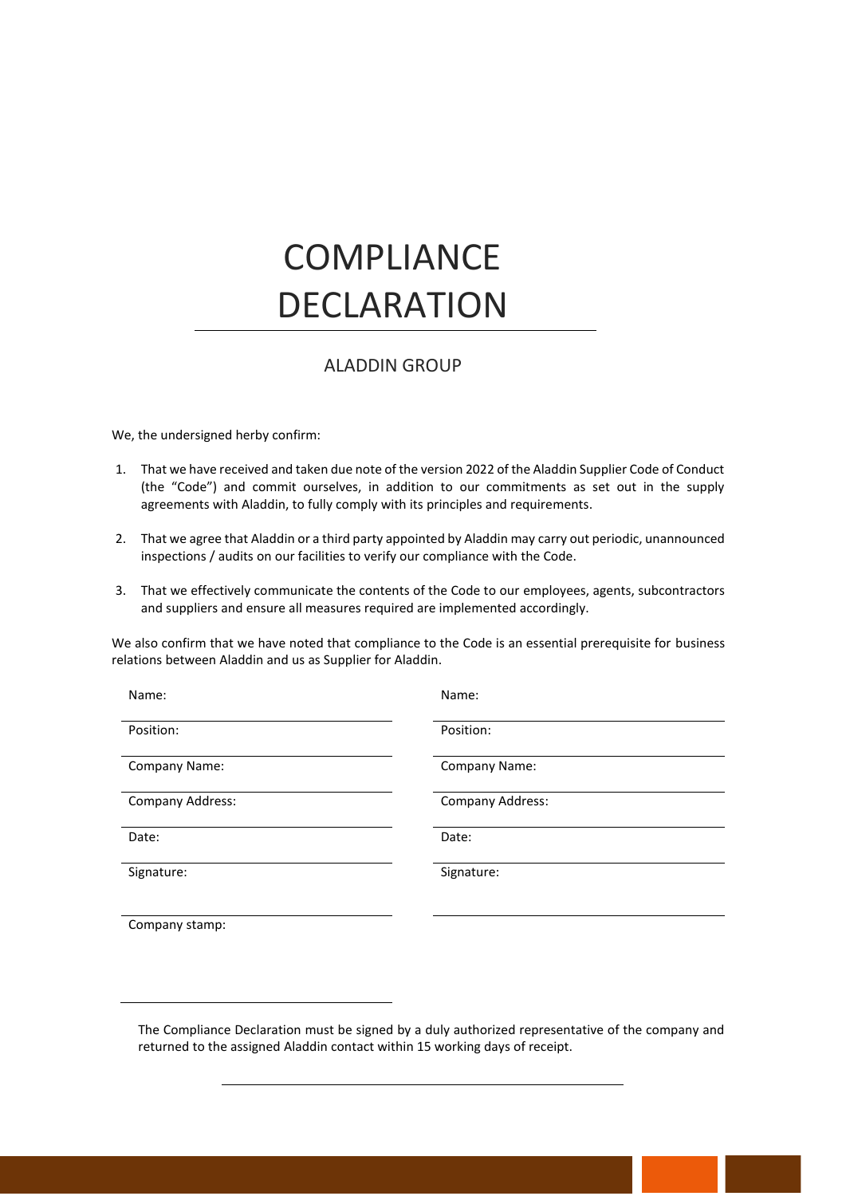# COMPLIANCE DECLARATION

## ALADDIN GROUP

We, the undersigned herby confirm:

1. That we have received and taken due note of the version 2022 of the Aladdin Supplier Code of Conduct (the "Code") and commit ourselves, in addition to our commitments as set out in the supply agreements with Aladdin, to fully comply with its principles and requirements.

2. That we agree that Aladdin or a third party appointed by Aladdin may carry out periodic, unannounced inspections / audits on our facilities to verify our compliance with the Code.

3. That we effectively communicate the contents of the Code to our employees, agents, subcontractors and suppliers and ensure all measures required are implemented accordingly.

We also confirm that we have noted that compliance to the Code is an essential prerequisite for business relations between Aladdin and us as Supplier for Aladdin.

| | |
|---|---|
| Name: | Name: |
| Position: | Position: |
| Company Name: | Company Name: |
| Company Address: | Company Address: |
| Date: | Date: |
| Signature: | Signature: |
| Company stamp: | |

The Compliance Declaration must be signed by a duly authorized representative of the company and returned to the assigned Aladdin contact within 15 working days of receipt.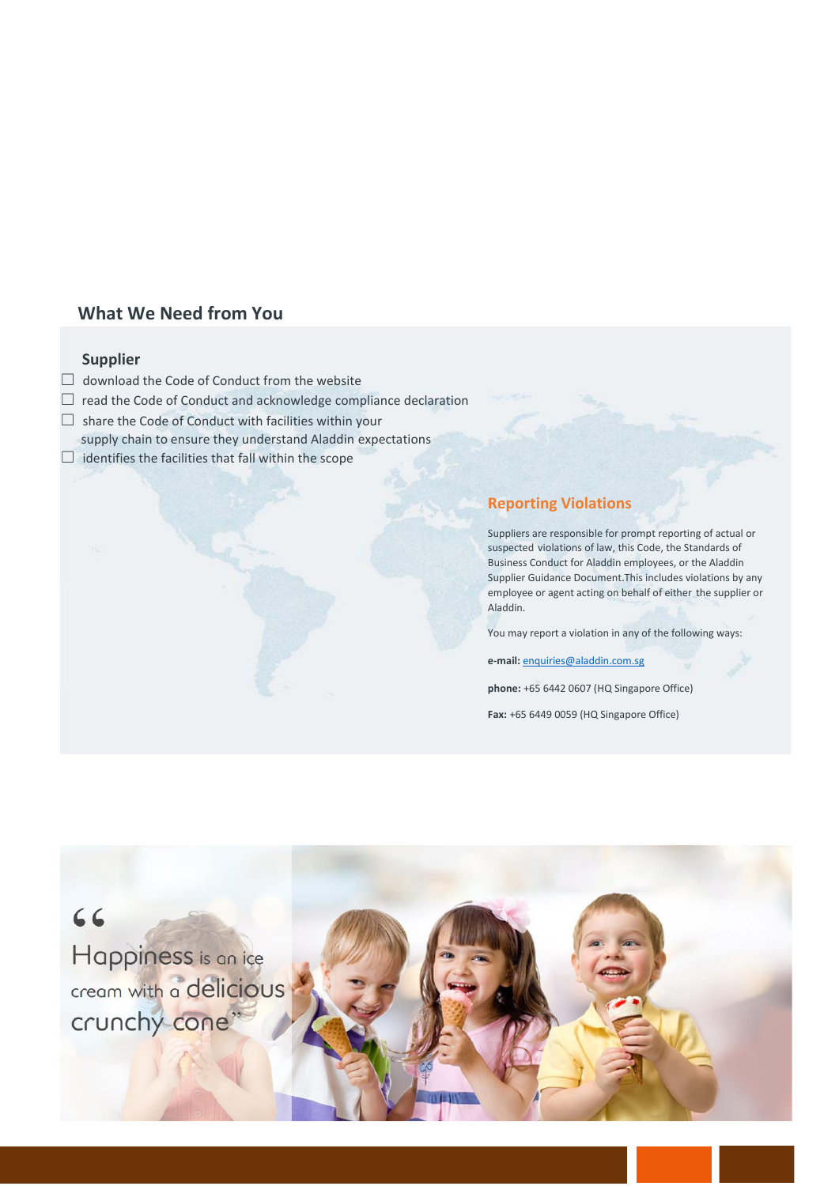## What We Need from You

### Supplier

- ☐ download the Code of Conduct from the website
- ☐ read the Code of Conduct and acknowledge compliance declaration
- ☐ share the Code of Conduct with facilities within your supply chain to ensure they understand Aladdin expectations
- ☐ identifies the facilities that fall within the scope

### Reporting Violations

Suppliers are responsible for prompt reporting of actual or suspected violations of law, this Code, the Standards of Business Conduct for Aladdin employees, or the Aladdin Supplier Guidance Document.This includes violations by any employee or agent acting on behalf of either the supplier or Aladdin.

You may report a violation in any of the following ways:

**e-mail:** enquiries@aladdin.com.sg

**phone:** +65 6442 0607 (HQ Singapore Office)

**Fax:** +65 6449 0059 (HQ Singapore Office)

"Happiness is an ice cream with a delicious crunchy cone"